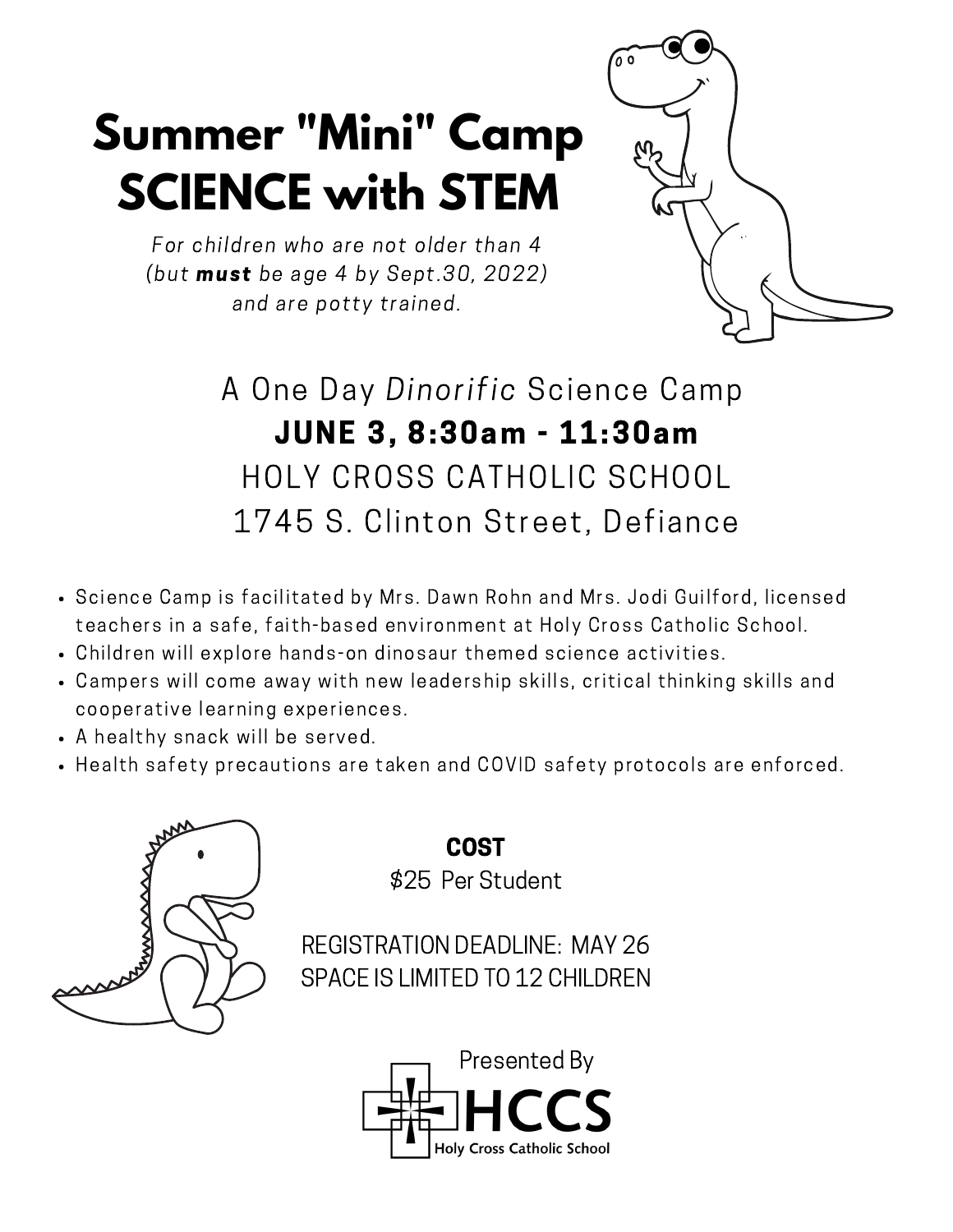# Summary "Mini" Camp SCIENCE with STEM

*For children who are not older than 4 (but **must** be age 4 by Sept.30, 2022) and are potty trained.*

A One Day *Dinorific* Science Camp

**JUNE 3, 8:30am - 11:30am**

HOLY CROSS CATHOLIC SCHOOL

1745 S. Clinton Street, Defiance

- Science Camp is facilitated by Mrs. Dawn Rohn and Mrs. Jodi Guilford, licensed teachers in a safe, faith-based environment at Holy Cross Catholic School.
- Children will explore hands-on dinosaur themed science activities.
- Campers will come away with new leadership skills, critical thinking skills and cooperative learning experiences.
- A healthy snack will be served.
- Health safety precautions are taken and COVID safety protocols are enforced.

**COST**

$25 Per Student

REGISTRATION DEADLINE: MAY 26

SPACE IS LIMITED TO 12 CHILDREN

Presented By

HCCS

Holy Cross Catholic School

# Summer "Mini" Camp SCIENCE with STEM

*For children who are not older than 4 (but **must** be age 4 by Sept.30, 2022) and are potty trained.*

A One Day *Dinorific* Science Camp

**JUNE 3, 8:30am - 11:30am**

HOLY CROSS CATHOLIC SCHOOL

1745 S. Clinton Street, Defiance

- Science Camp is facilitated by Mrs. Dawn Rohn and Mrs. Jodi Guilford, licensed teachers in a safe, faith-based environment at Holy Cross Catholic School.
- Children will explore hands-on dinosaur themed science activities.
- Campers will come away with new leadership skills, critical thinking skills and cooperative learning experiences.
- A healthy snack will be served.
- Health safety precautions are taken and COVID safety protocols are enforced.

**COST**

$25 Per Student

REGISTRATION DEADLINE: MAY 26

SPACE IS LIMITED TO 12 CHILDREN

Presented By

HCCS

Holy Cross Catholic School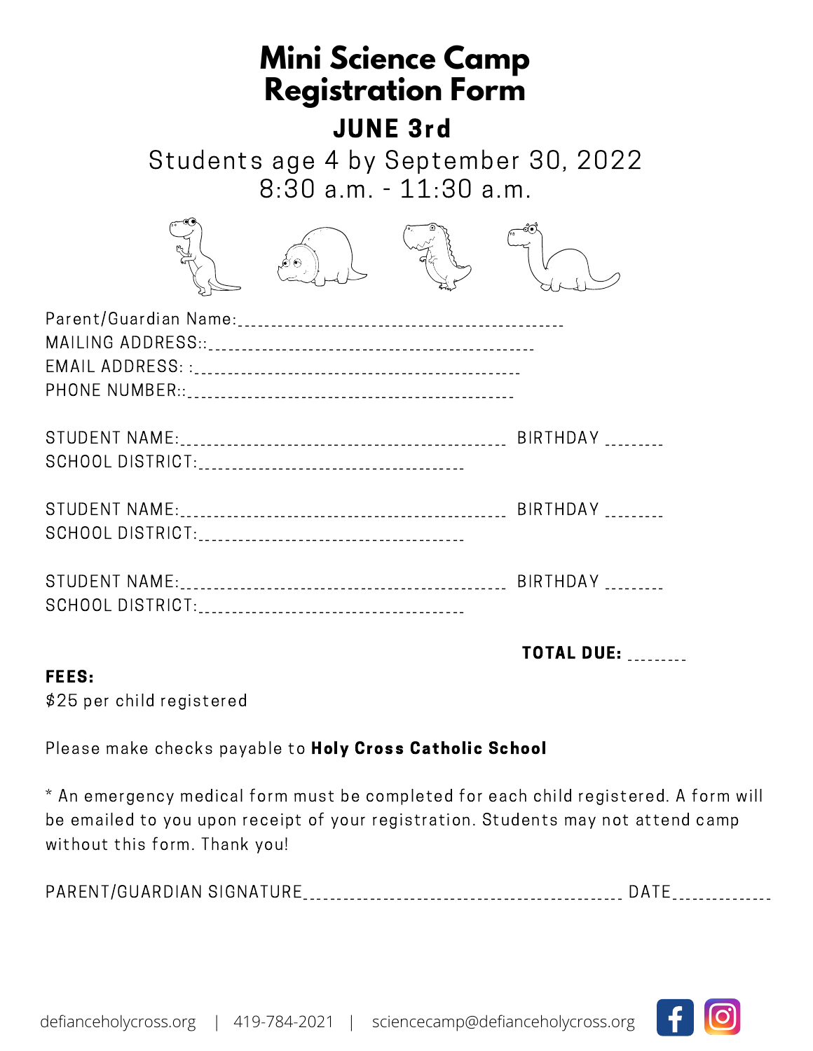# Mini Science Camp Registration Form

## JUNE 3rd

Students age 4 by September 30, 2022
8:30 a.m. - 11:30 a.m.

Parent/Guardian Name:_____________________________________________
MAILING ADDRESS::_____________________________________________
EMAIL ADDRESS: :_____________________________________________
PHONE NUMBER::_____________________________________________

STUDENT NAME:_____________________________________________ BIRTHDAY _________
SCHOOL DISTRICT:_____________________________________

STUDENT NAME:_____________________________________________ BIRTHDAY _________
SCHOOL DISTRICT:_____________________________________

STUDENT NAME:_____________________________________________ BIRTHDAY _________
SCHOOL DISTRICT:_____________________________________

**TOTAL DUE:** _________

**FEES:**
$25 per child registered

Please make checks payable to **Holy Cross Catholic School**

* An emergency medical form must be completed for each child registered. A form will be emailed to you upon receipt of your registration. Students may not attend camp without this form. Thank you!

PARENT/GUARDIAN SIGNATURE____________________________________________ DATE______________

defianceholycross.org | 419-784-2021 | sciencecamp@defianceholycross.org